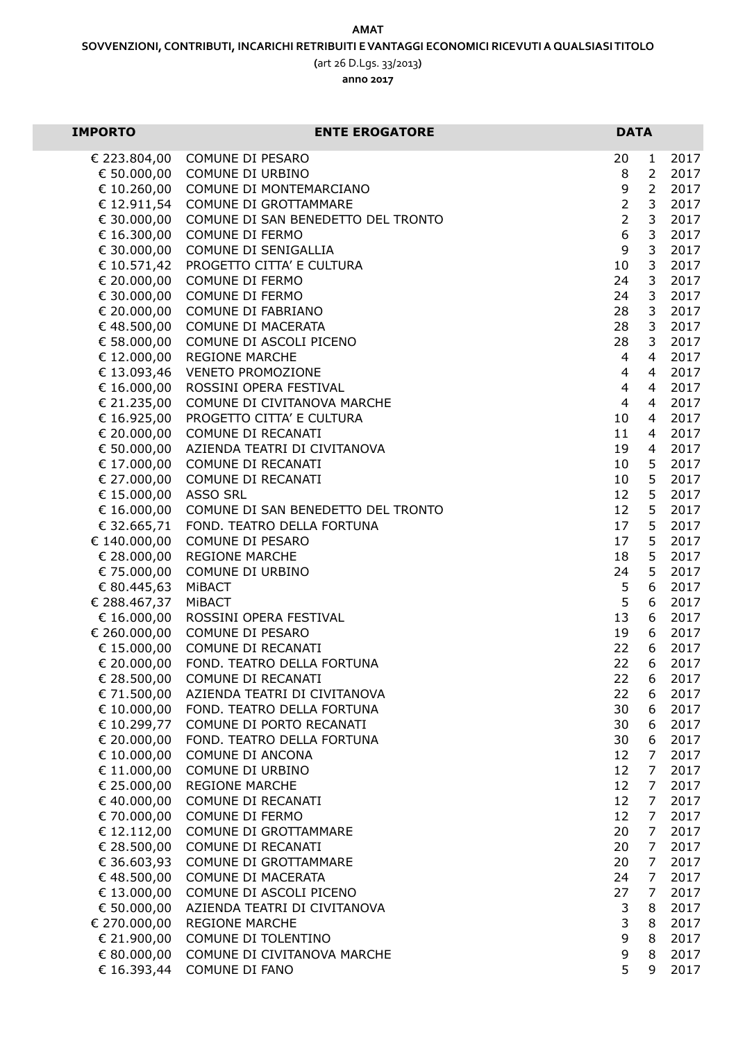**AMAT**

**SOVVENZIONI, CONTRIBUTI, INCARICHI RETRIBUITI E VANTAGGI ECONOMICI RICEVUTI A QUALSIASI TITOLO**

(art 26 D.Lgs. 33/2013)

**anno 2017**

| IMPORTO | ENTE EROGATORE | DATA | | |
|---|---|---|---|---|
| € 223.804,00 | COMUNE DI PESARO | 20 | 1 | 2017 |
| € 50.000,00 | COMUNE DI URBINO | 8 | 2 | 2017 |
| € 10.260,00 | COMUNE DI MONTEMARCIANO | 9 | 2 | 2017 |
| € 12.911,54 | COMUNE DI GROTTAMMARE | 2 | 3 | 2017 |
| € 30.000,00 | COMUNE DI SAN BENEDETTO DEL TRONTO | 2 | 3 | 2017 |
| € 16.300,00 | COMUNE DI FERMO | 6 | 3 | 2017 |
| € 30.000,00 | COMUNE DI SENIGALLIA | 9 | 3 | 2017 |
| € 10.571,42 | PROGETTO CITTA' E CULTURA | 10 | 3 | 2017 |
| € 20.000,00 | COMUNE DI FERMO | 24 | 3 | 2017 |
| € 30.000,00 | COMUNE DI FERMO | 24 | 3 | 2017 |
| € 20.000,00 | COMUNE DI FABRIANO | 28 | 3 | 2017 |
| € 48.500,00 | COMUNE DI MACERATA | 28 | 3 | 2017 |
| € 58.000,00 | COMUNE DI ASCOLI PICENO | 28 | 3 | 2017 |
| € 12.000,00 | REGIONE MARCHE | 4 | 4 | 2017 |
| € 13.093,46 | VENETO PROMOZIONE | 4 | 4 | 2017 |
| € 16.000,00 | ROSSINI OPERA FESTIVAL | 4 | 4 | 2017 |
| € 21.235,00 | COMUNE DI CIVITANOVA MARCHE | 4 | 4 | 2017 |
| € 16.925,00 | PROGETTO CITTA' E CULTURA | 10 | 4 | 2017 |
| € 20.000,00 | COMUNE DI RECANATI | 11 | 4 | 2017 |
| € 50.000,00 | AZIENDA TEATRI DI CIVITANOVA | 19 | 4 | 2017 |
| € 17.000,00 | COMUNE DI RECANATI | 10 | 5 | 2017 |
| € 27.000,00 | COMUNE DI RECANATI | 10 | 5 | 2017 |
| € 15.000,00 | ASSO SRL | 12 | 5 | 2017 |
| € 16.000,00 | COMUNE DI SAN BENEDETTO DEL TRONTO | 12 | 5 | 2017 |
| € 32.665,71 | FOND. TEATRO DELLA FORTUNA | 17 | 5 | 2017 |
| € 140.000,00 | COMUNE DI PESARO | 17 | 5 | 2017 |
| € 28.000,00 | REGIONE MARCHE | 18 | 5 | 2017 |
| € 75.000,00 | COMUNE DI URBINO | 24 | 5 | 2017 |
| € 80.445,63 | MiBACT | 5 | 6 | 2017 |
| € 288.467,37 | MiBACT | 5 | 6 | 2017 |
| € 16.000,00 | ROSSINI OPERA FESTIVAL | 13 | 6 | 2017 |
| € 260.000,00 | COMUNE DI PESARO | 19 | 6 | 2017 |
| € 15.000,00 | COMUNE DI RECANATI | 22 | 6 | 2017 |
| € 20.000,00 | FOND. TEATRO DELLA FORTUNA | 22 | 6 | 2017 |
| € 28.500,00 | COMUNE DI RECANATI | 22 | 6 | 2017 |
| € 71.500,00 | AZIENDA TEATRI DI CIVITANOVA | 22 | 6 | 2017 |
| € 10.000,00 | FOND. TEATRO DELLA FORTUNA | 30 | 6 | 2017 |
| € 10.299,77 | COMUNE DI PORTO RECANATI | 30 | 6 | 2017 |
| € 20.000,00 | FOND. TEATRO DELLA FORTUNA | 30 | 6 | 2017 |
| € 10.000,00 | COMUNE DI ANCONA | 12 | 7 | 2017 |
| € 11.000,00 | COMUNE DI URBINO | 12 | 7 | 2017 |
| € 25.000,00 | REGIONE MARCHE | 12 | 7 | 2017 |
| € 40.000,00 | COMUNE DI RECANATI | 12 | 7 | 2017 |
| € 70.000,00 | COMUNE DI FERMO | 12 | 7 | 2017 |
| € 12.112,00 | COMUNE DI GROTTAMMARE | 20 | 7 | 2017 |
| € 28.500,00 | COMUNE DI RECANATI | 20 | 7 | 2017 |
| € 36.603,93 | COMUNE DI GROTTAMMARE | 20 | 7 | 2017 |
| € 48.500,00 | COMUNE DI MACERATA | 24 | 7 | 2017 |
| € 13.000,00 | COMUNE DI ASCOLI PICENO | 27 | 7 | 2017 |
| € 50.000,00 | AZIENDA TEATRI DI CIVITANOVA | 3 | 8 | 2017 |
| € 270.000,00 | REGIONE MARCHE | 3 | 8 | 2017 |
| € 21.900,00 | COMUNE DI TOLENTINO | 9 | 8 | 2017 |
| € 80.000,00 | COMUNE DI CIVITANOVA MARCHE | 9 | 8 | 2017 |
| € 16.393,44 | COMUNE DI FANO | 5 | 9 | 2017 |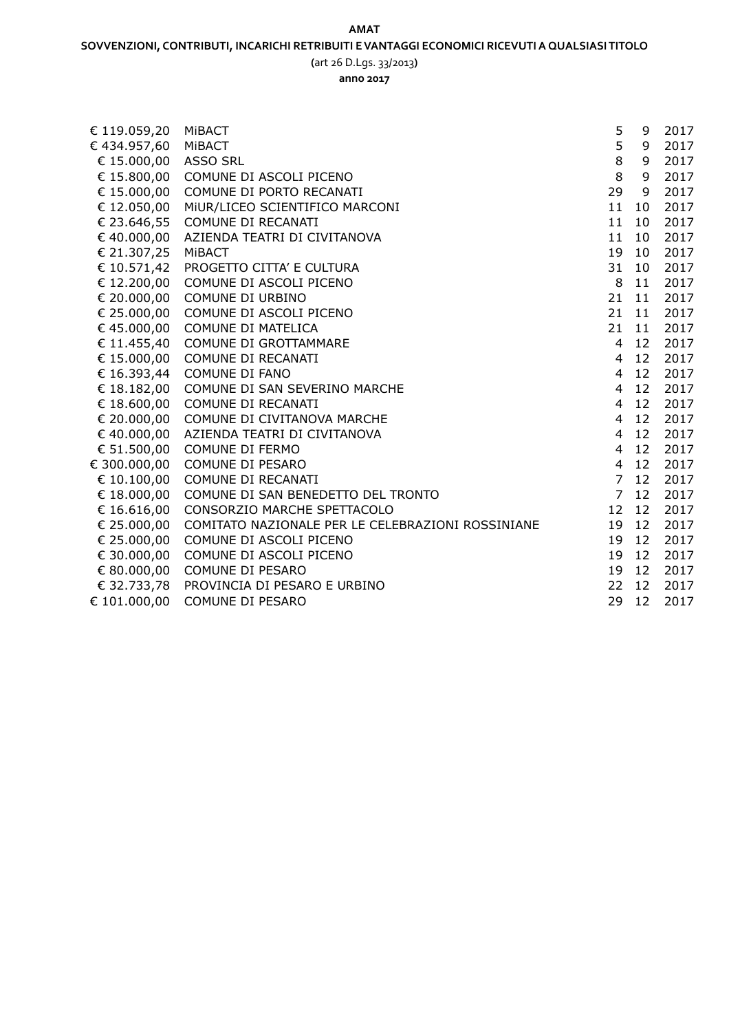**AMAT**

**SOVVENZIONI, CONTRIBUTI, INCARICHI RETRIBUITI E VANTAGGI ECONOMICI RICEVUTI A QUALSIASI TITOLO**

(art 26 D.Lgs. 33/2013)

**anno 2017**

| | | | | |
|---|---|---|---|---|
| € 119.059,20 | MiBACT | 5 | 9 | 2017 |
| € 434.957,60 | MiBACT | 5 | 9 | 2017 |
| € 15.000,00 | ASSO SRL | 8 | 9 | 2017 |
| € 15.800,00 | COMUNE DI ASCOLI PICENO | 8 | 9 | 2017 |
| € 15.000,00 | COMUNE DI PORTO RECANATI | 29 | 9 | 2017 |
| € 12.050,00 | MiUR/LICEO SCIENTIFICO MARCONI | 11 | 10 | 2017 |
| € 23.646,55 | COMUNE DI RECANATI | 11 | 10 | 2017 |
| € 40.000,00 | AZIENDA TEATRI DI CIVITANOVA | 11 | 10 | 2017 |
| € 21.307,25 | MiBACT | 19 | 10 | 2017 |
| € 10.571,42 | PROGETTO CITTA' E CULTURA | 31 | 10 | 2017 |
| € 12.200,00 | COMUNE DI ASCOLI PICENO | 8 | 11 | 2017 |
| € 20.000,00 | COMUNE DI URBINO | 21 | 11 | 2017 |
| € 25.000,00 | COMUNE DI ASCOLI PICENO | 21 | 11 | 2017 |
| € 45.000,00 | COMUNE DI MATELICA | 21 | 11 | 2017 |
| € 11.455,40 | COMUNE DI GROTTAMMARE | 4 | 12 | 2017 |
| € 15.000,00 | COMUNE DI RECANATI | 4 | 12 | 2017 |
| € 16.393,44 | COMUNE DI FANO | 4 | 12 | 2017 |
| € 18.182,00 | COMUNE DI SAN SEVERINO MARCHE | 4 | 12 | 2017 |
| € 18.600,00 | COMUNE DI RECANATI | 4 | 12 | 2017 |
| € 20.000,00 | COMUNE DI CIVITANOVA MARCHE | 4 | 12 | 2017 |
| € 40.000,00 | AZIENDA TEATRI DI CIVITANOVA | 4 | 12 | 2017 |
| € 51.500,00 | COMUNE DI FERMO | 4 | 12 | 2017 |
| € 300.000,00 | COMUNE DI PESARO | 4 | 12 | 2017 |
| € 10.100,00 | COMUNE DI RECANATI | 7 | 12 | 2017 |
| € 18.000,00 | COMUNE DI SAN BENEDETTO DEL TRONTO | 7 | 12 | 2017 |
| € 16.616,00 | CONSORZIO MARCHE SPETTACOLO | 12 | 12 | 2017 |
| € 25.000,00 | COMITATO NAZIONALE PER LE CELEBRAZIONI ROSSINIANE | 19 | 12 | 2017 |
| € 25.000,00 | COMUNE DI ASCOLI PICENO | 19 | 12 | 2017 |
| € 30.000,00 | COMUNE DI ASCOLI PICENO | 19 | 12 | 2017 |
| € 80.000,00 | COMUNE DI PESARO | 19 | 12 | 2017 |
| € 32.733,78 | PROVINCIA DI PESARO E URBINO | 22 | 12 | 2017 |
| € 101.000,00 | COMUNE DI PESARO | 29 | 12 | 2017 |